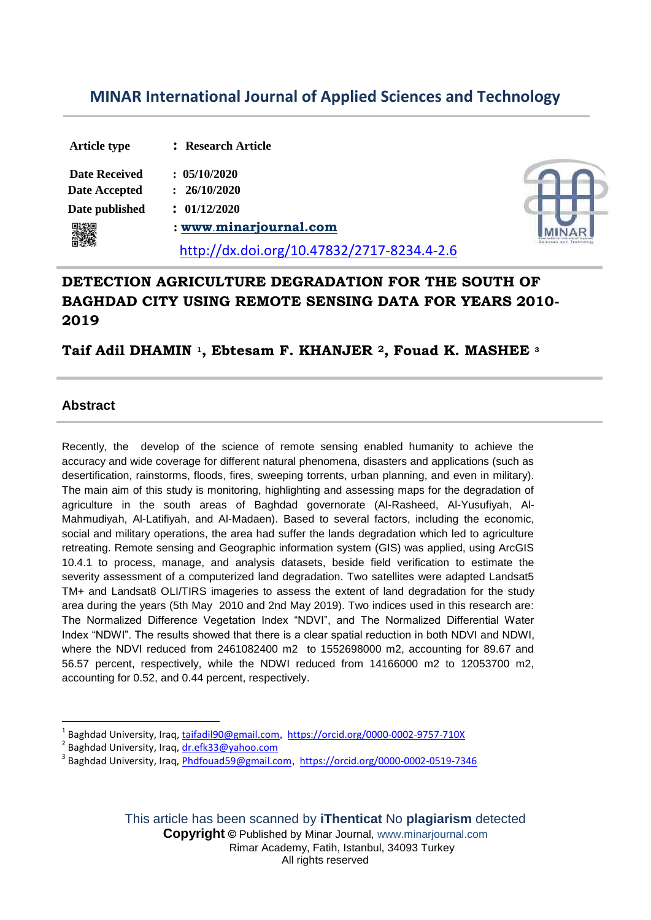# MINAR International Journal of Applied Sciences and Technology

| | |
|---|---|
| **Article type** | **: Research Article** |
| **Date Received** | **: 05/10/2020** |
| **Date Accepted** | **: 26/10/2020** |
| **Date published** | **: 01/12/2020** |
| | **: www.minarjournal.com** |
| | http://dx.doi.org/10.47832/2717-8234.4-2.6 |

## DETECTION AGRICULTURE DEGRADATION FOR THE SOUTH OF BAGHDAD CITY USING REMOTE SENSING DATA FOR YEARS 2010-2019

**Taif Adil DHAMIN [1], Ebtesam F. KHANJER [2], Fouad K. MASHEE [3]**

### Abstract

Recently, the develop of the science of remote sensing enabled humanity to achieve the accuracy and wide coverage for different natural phenomena, disasters and applications (such as desertification, rainstorms, floods, fires, sweeping torrents, urban planning, and even in military). The main aim of this study is monitoring, highlighting and assessing maps for the degradation of agriculture in the south areas of Baghdad governorate (Al-Rasheed, Al-Yusufiyah, Al-Mahmudiyah, Al-Latifiyah, and Al-Madaen). Based to several factors, including the economic, social and military operations, the area had suffer the lands degradation which led to agriculture retreating. Remote sensing and Geographic information system (GIS) was applied, using ArcGIS 10.4.1 to process, manage, and analysis datasets, beside field verification to estimate the severity assessment of a computerized land degradation. Two satellites were adapted Landsat5 TM+ and Landsat8 OLI/TIRS imageries to assess the extent of land degradation for the study area during the years (5th May 2010 and 2nd May 2019). Two indices used in this research are: The Normalized Difference Vegetation Index "NDVI", and The Normalized Differential Water Index "NDWI". The results showed that there is a clear spatial reduction in both NDVI and NDWI, where the NDVI reduced from 2461082400 m2 to 1552698000 m2, accounting for 89.67 and 56.57 percent, respectively, while the NDWI reduced from 14166000 m2 to 12053700 m2, accounting for 0.52, and 0.44 percent, respectively.

---

[1] Baghdad University, Iraq, taifadil90@gmail.com, https://orcid.org/0000-0002-9757-710X

[2] Baghdad University, Iraq, dr.efk33@yahoo.com

[3] Baghdad University, Iraq, Phdfouad59@gmail.com, https://orcid.org/0000-0002-0519-7346

This article has been scanned by **iThenticat** No **plagiarism** detected

**Copyright ©** Published by Minar Journal, www.minarjournal.com
Rimar Academy, Fatih, Istanbul, 34093 Turkey
All rights reserved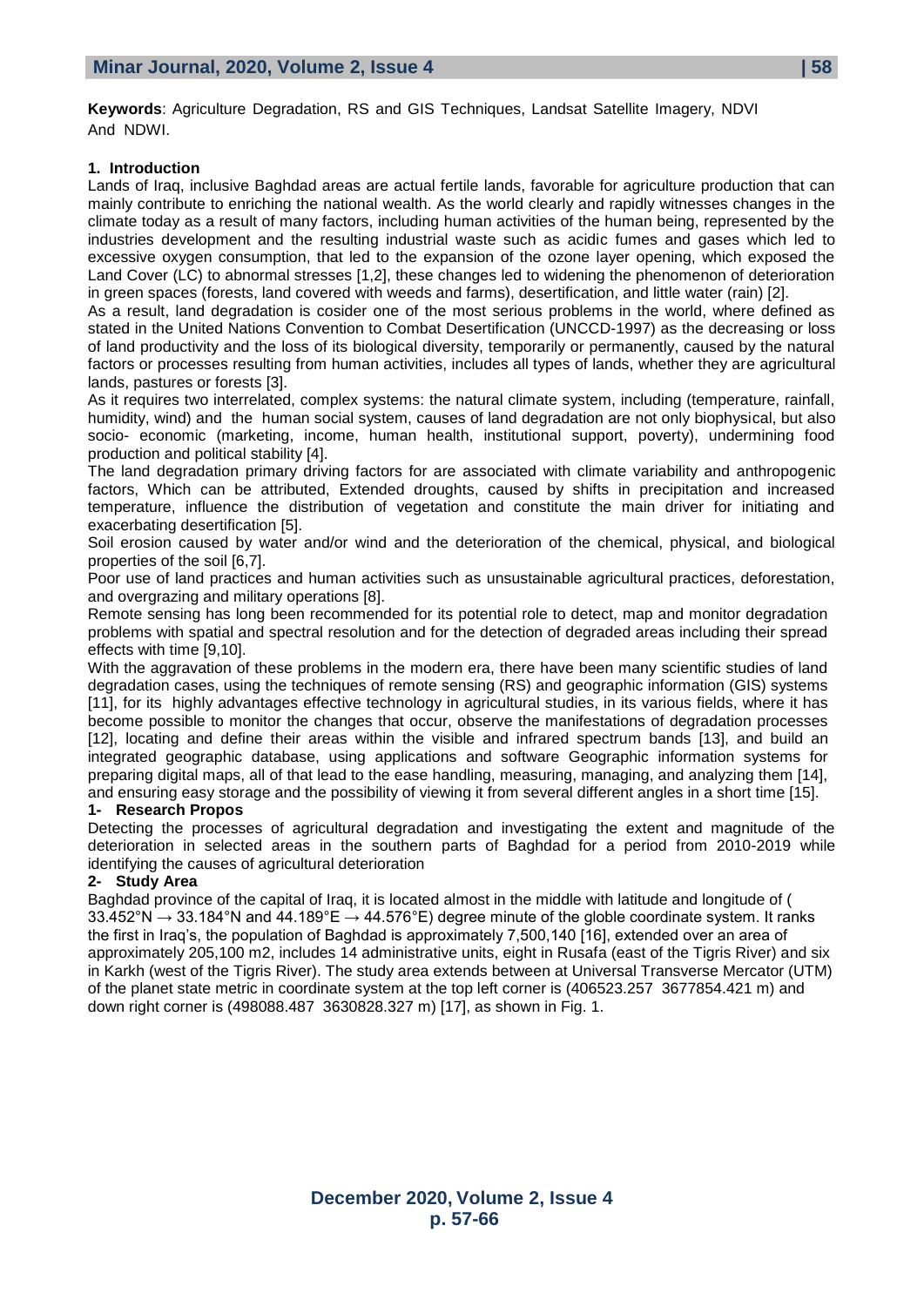**Keywords**: Agriculture Degradation, RS and GIS Techniques, Landsat Satellite Imagery, NDVI And NDWI.

## 1. Introduction

Lands of Iraq, inclusive Baghdad areas are actual fertile lands, favorable for agriculture production that can mainly contribute to enriching the national wealth. As the world clearly and rapidly witnesses changes in the climate today as a result of many factors, including human activities of the human being, represented by the industries development and the resulting industrial waste such as acidic fumes and gases which led to excessive oxygen consumption, that led to the expansion of the ozone layer opening, which exposed the Land Cover (LC) to abnormal stresses [1,2], these changes led to widening the phenomenon of deterioration in green spaces (forests, land covered with weeds and farms), desertification, and little water (rain) [2].

As a result, land degradation is cosider one of the most serious problems in the world, where defined as stated in the United Nations Convention to Combat Desertification (UNCCD-1997) as the decreasing or loss of land productivity and the loss of its biological diversity, temporarily or permanently, caused by the natural factors or processes resulting from human activities, includes all types of lands, whether they are agricultural lands, pastures or forests [3].

As it requires two interrelated, complex systems: the natural climate system, including (temperature, rainfall, humidity, wind) and the human social system, causes of land degradation are not only biophysical, but also socio- economic (marketing, income, human health, institutional support, poverty), undermining food production and political stability [4].

The land degradation primary driving factors for are associated with climate variability and anthropogenic factors, Which can be attributed, Extended droughts, caused by shifts in precipitation and increased temperature, influence the distribution of vegetation and constitute the main driver for initiating and exacerbating desertification [5].

Soil erosion caused by water and/or wind and the deterioration of the chemical, physical, and biological properties of the soil [6,7].

Poor use of land practices and human activities such as unsustainable agricultural practices, deforestation, and overgrazing and military operations [8].

Remote sensing has long been recommended for its potential role to detect, map and monitor degradation problems with spatial and spectral resolution and for the detection of degraded areas including their spread effects with time [9,10].

With the aggravation of these problems in the modern era, there have been many scientific studies of land degradation cases, using the techniques of remote sensing (RS) and geographic information (GIS) systems [11], for its highly advantages effective technology in agricultural studies, in its various fields, where it has become possible to monitor the changes that occur, observe the manifestations of degradation processes [12], locating and define their areas within the visible and infrared spectrum bands [13], and build an integrated geographic database, using applications and software Geographic information systems for preparing digital maps, all of that lead to the ease handling, measuring, managing, and analyzing them [14], and ensuring easy storage and the possibility of viewing it from several different angles in a short time [15].

## 1- Research Propos

Detecting the processes of agricultural degradation and investigating the extent and magnitude of the deterioration in selected areas in the southern parts of Baghdad for a period from 2010-2019 while identifying the causes of agricultural deterioration

## 2- Study Area

Baghdad province of the capital of Iraq, it is located almost in the middle with latitude and longitude of ( 33.452°N → 33.184°N and 44.189°E → 44.576°E) degree minute of the globle coordinate system. It ranks the first in Iraq's, the population of Baghdad is approximately 7,500,140 [16], extended over an area of approximately 205,100 m2, includes 14 administrative units, eight in Rusafa (east of the Tigris River) and six in Karkh (west of the Tigris River). The study area extends between at Universal Transverse Mercator (UTM) of the planet state metric in coordinate system at the top left corner is (406523.257 3677854.421 m) and down right corner is (498088.487 3630828.327 m) [17], as shown in Fig. 1.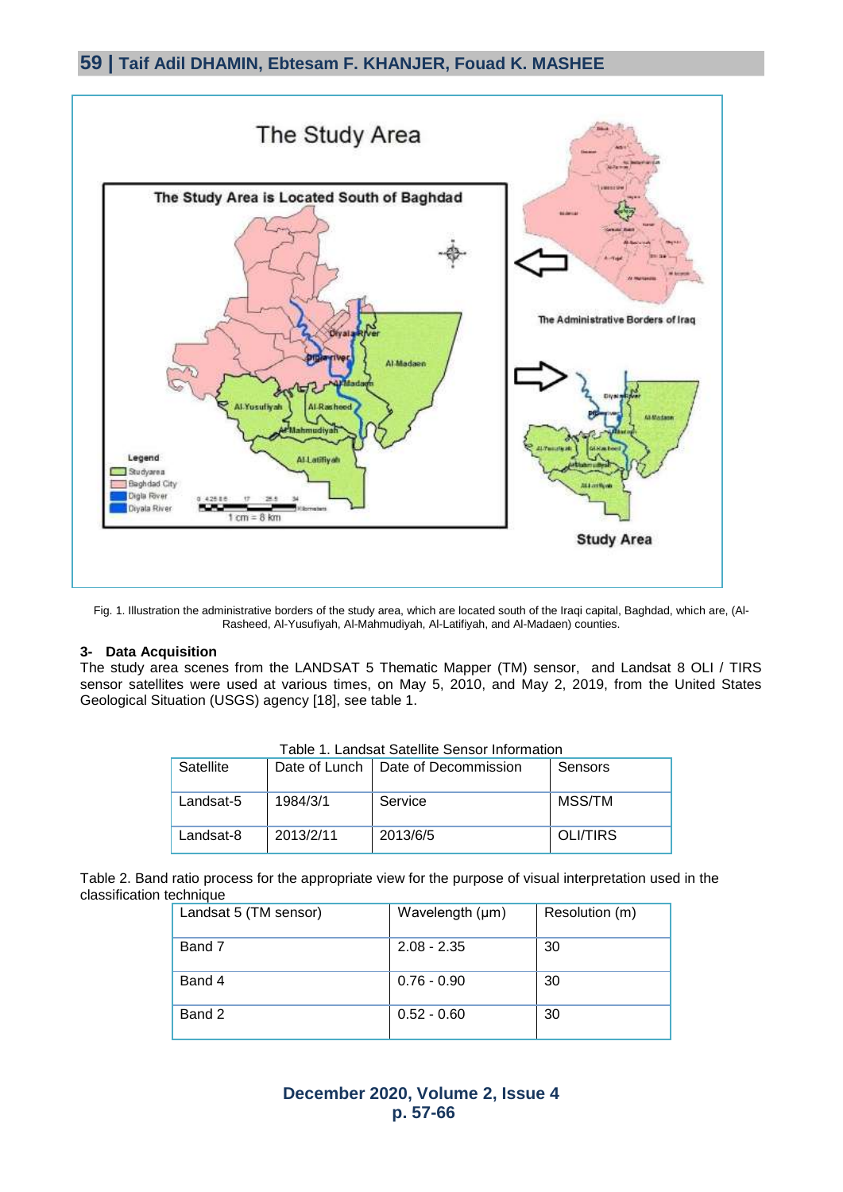Fig. 1. Illustration the administrative borders of the study area, which are located south of the Iraqi capital, Baghdad, which are, (Al-Rasheed, Al-Yusufiyah, Al-Mahmudiyah, Al-Latifiyah, and Al-Madaen) counties.

### 3- Data Acquisition

The study area scenes from the LANDSAT 5 Thematic Mapper (TM) sensor, and Landsat 8 OLI / TIRS sensor satellites were used at various times, on May 5, 2010, and May 2, 2019, from the United States Geological Situation (USGS) agency [18], see table 1.

Table 1. Landsat Satellite Sensor Information

| Satellite | Date of Lunch | Date of Decommission | Sensors |
|---|---|---|---|
| Landsat-5 | 1984/3/1 | Service | MSS/TM |
| Landsat-8 | 2013/2/11 | 2013/6/5 | OLI/TIRS |

Table 2. Band ratio process for the appropriate view for the purpose of visual interpretation used in the classification technique

| Landsat 5 (TM sensor) | Wavelength (µm) | Resolution (m) |
|---|---|---|
| Band 7 | 2.08 - 2.35 | 30 |
| Band 4 | 0.76 - 0.90 | 30 |
| Band 2 | 0.52 - 0.60 | 30 |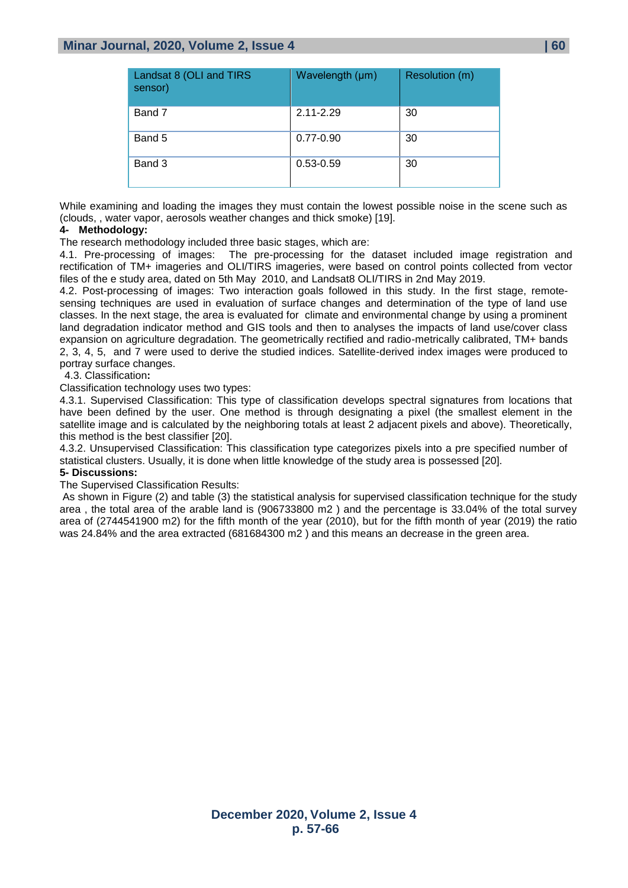| Landsat 8 (OLI and TIRS sensor) | Wavelength (μm) | Resolution (m) |
|---|---|---|
| Band 7 | 2.11-2.29 | 30 |
| Band 5 | 0.77-0.90 | 30 |
| Band 3 | 0.53-0.59 | 30 |

While examining and loading the images they must contain the lowest possible noise in the scene such as (clouds, , water vapor, aerosols weather changes and thick smoke) [19].

## 4- Methodology:

The research methodology included three basic stages, which are:

4.1. Pre-processing of images: The pre-processing for the dataset included image registration and rectification of TM+ imageries and OLI/TIRS imageries, were based on control points collected from vector files of the e study area, dated on 5th May 2010, and Landsat8 OLI/TIRS in 2nd May 2019.

4.2. Post-processing of images: Two interaction goals followed in this study. In the first stage, remote-sensing techniques are used in evaluation of surface changes and determination of the type of land use classes. In the next stage, the area is evaluated for climate and environmental change by using a prominent land degradation indicator method and GIS tools and then to analyses the impacts of land use/cover class expansion on agriculture degradation. The geometrically rectified and radio-metrically calibrated, TM+ bands 2, 3, 4, 5, and 7 were used to derive the studied indices. Satellite-derived index images were produced to portray surface changes.

4.3. Classification**:**

Classification technology uses two types:

4.3.1. Supervised Classification: This type of classification develops spectral signatures from locations that have been defined by the user. One method is through designating a pixel (the smallest element in the satellite image and is calculated by the neighboring totals at least 2 adjacent pixels and above). Theoretically, this method is the best classifier [20].

4.3.2. Unsupervised Classification: This classification type categorizes pixels into a pre specified number of statistical clusters. Usually, it is done when little knowledge of the study area is possessed [20].

## 5- Discussions:

The Supervised Classification Results:

As shown in Figure (2) and table (3) the statistical analysis for supervised classification technique for the study area , the total area of the arable land is (906733800 m2 ) and the percentage is 33.04% of the total survey area of (2744541900 m2) for the fifth month of the year (2010), but for the fifth month of year (2019) the ratio was 24.84% and the area extracted (681684300 m2 ) and this means an decrease in the green area.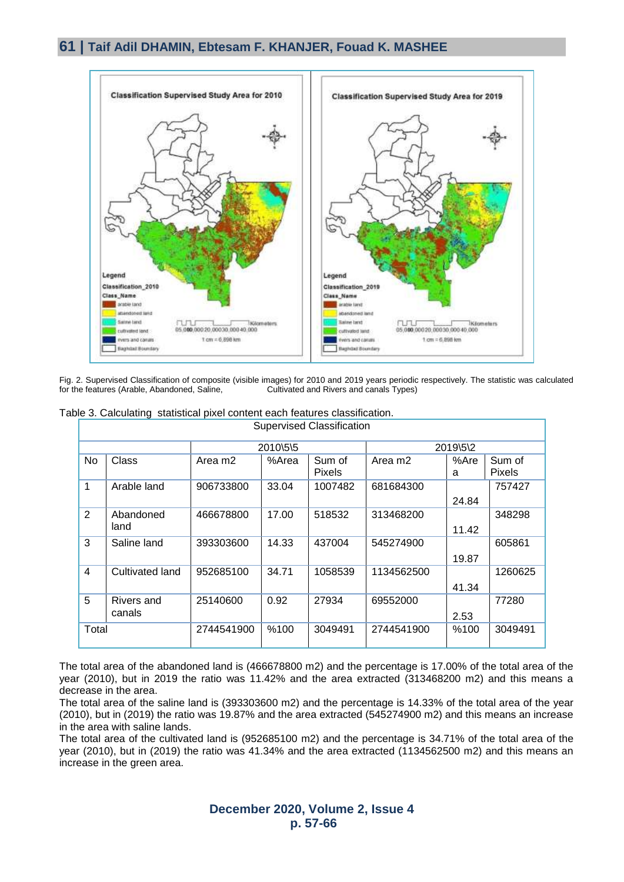Fig. 2. Supervised Classification of composite (visible images) for 2010 and 2019 years periodic respectively. The statistic was calculated for the features (Arable, Abandoned, Saline, Cultivated and Rivers and canals Types)

Table 3. Calculating statistical pixel content each features classification.

| Supervised Classification | | | | | | | |
|---|---|---|---|---|---|---|---|
| | | 2010\5\5 | | | 2019\5\2 | | |
| No | Class | Area m2 | %Area | Sum of Pixels | Area m2 | %Area | Sum of Pixels |
| 1 | Arable land | 906733800 | 33.04 | 1007482 | 681684300 | 24.84 | 757427 |
| 2 | Abandoned land | 466678800 | 17.00 | 518532 | 313468200 | 11.42 | 348298 |
| 3 | Saline land | 393303600 | 14.33 | 437004 | 545274900 | 19.87 | 605861 |
| 4 | Cultivated land | 952685100 | 34.71 | 1058539 | 1134562500 | 41.34 | 1260625 |
| 5 | Rivers and canals | 25140600 | 0.92 | 27934 | 69552000 | 2.53 | 77280 |
| Total | | 2744541900 | %100 | 3049491 | 2744541900 | %100 | 3049491 |

The total area of the abandoned land is (466678800 m2) and the percentage is 17.00% of the total area of the year (2010), but in 2019 the ratio was 11.42% and the area extracted (313468200 m2) and this means a decrease in the area.

The total area of the saline land is (393303600 m2) and the percentage is 14.33% of the total area of the year (2010), but in (2019) the ratio was 19.87% and the area extracted (545274900 m2) and this means an increase in the area with saline lands.

The total area of the cultivated land is (952685100 m2) and the percentage is 34.71% of the total area of the year (2010), but in (2019) the ratio was 41.34% and the area extracted (1134562500 m2) and this means an increase in the green area.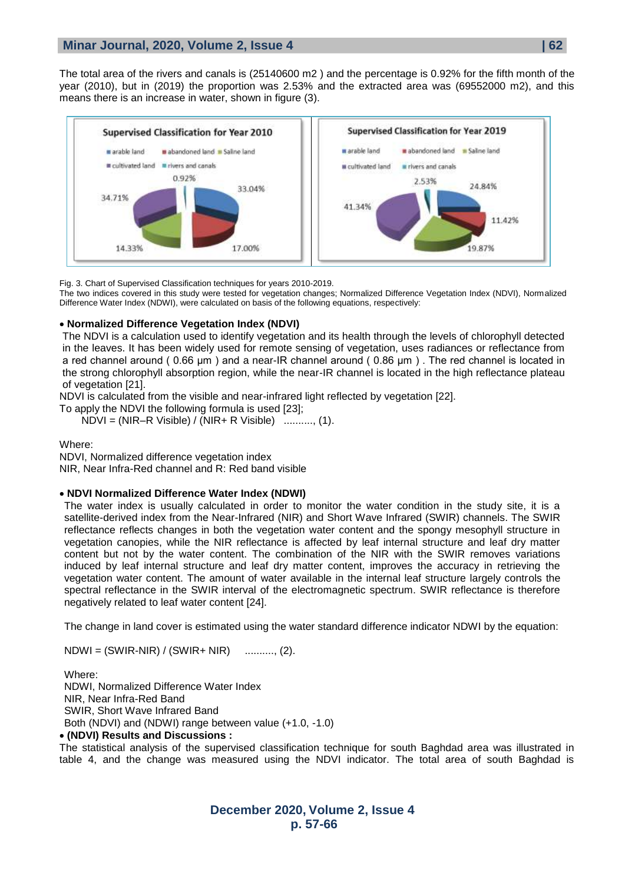The total area of the rivers and canals is (25140600 m2 ) and the percentage is 0.92% for the fifth month of the year (2010), but in (2019) the proportion was 2.53% and the extracted area was (69552000 m2), and this means there is an increase in water, shown in figure (3).

Fig. 3. Chart of Supervised Classification techniques for years 2010-2019.

The two indices covered in this study were tested for vegetation changes; Normalized Difference Vegetation Index (NDVI), Normalized Difference Water Index (NDWI), were calculated on basis of the following equations, respectively:

- **Normalized Difference Vegetation Index (NDVI)**

The NDVI is a calculation used to identify vegetation and its health through the levels of chlorophyll detected in the leaves. It has been widely used for remote sensing of vegetation, uses radiances or reflectance from a red channel around ( 0.66 µm ) and a near-IR channel around ( 0.86 µm ) . The red channel is located in the strong chlorophyll absorption region, while the near-IR channel is located in the high reflectance plateau of vegetation [21].

NDVI is calculated from the visible and near-infrared light reflected by vegetation [22].

To apply the NDVI the following formula is used [23];

$$NDVI = (NIR - R\ Visible) / (NIR + R\ Visible) \quad .........., (1).$$

Where:

NDVI, Normalized difference vegetation index

NIR, Near Infra-Red channel and R: Red band visible

- **NDVI Normalized Difference Water Index (NDWI)**

The water index is usually calculated in order to monitor the water condition in the study site, it is a satellite-derived index from the Near-Infrared (NIR) and Short Wave Infrared (SWIR) channels. The SWIR reflectance reflects changes in both the vegetation water content and the spongy mesophyll structure in vegetation canopies, while the NIR reflectance is affected by leaf internal structure and leaf dry matter content but not by the water content. The combination of the NIR with the SWIR removes variations induced by leaf internal structure and leaf dry matter content, improves the accuracy in retrieving the vegetation water content. The amount of water available in the internal leaf structure largely controls the spectral reflectance in the SWIR interval of the electromagnetic spectrum. SWIR reflectance is therefore negatively related to leaf water content [24].

The change in land cover is estimated using the water standard difference indicator NDWI by the equation:

$$NDWI = (SWIR - NIR) / (SWIR + NIR) \quad .........., (2).$$

Where:

NDWI, Normalized Difference Water Index

NIR, Near Infra-Red Band

SWIR, Short Wave Infrared Band

Both (NDVI) and (NDWI) range between value (+1.0, -1.0)

- **(NDVI) Results and Discussions :**

The statistical analysis of the supervised classification technique for south Baghdad area was illustrated in table 4, and the change was measured using the NDVI indicator. The total area of south Baghdad is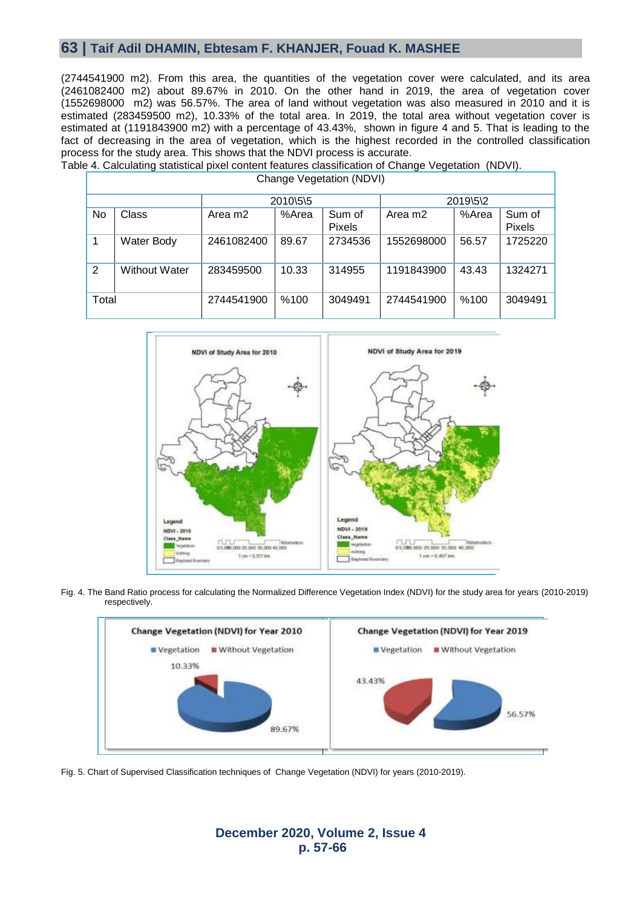(2744541900 m2). From this area, the quantities of the vegetation cover were calculated, and its area (2461082400 m2) about 89.67% in 2010. On the other hand in 2019, the area of vegetation cover (1552698000 m2) was 56.57%. The area of land without vegetation was also measured in 2010 and it is estimated (283459500 m2), 10.33% of the total area. In 2019, the total area without vegetation cover is estimated at (1191843900 m2) with a percentage of 43.43%, shown in figure 4 and 5. That is leading to the fact of decreasing in the area of vegetation, which is the highest recorded in the controlled classification process for the study area. This shows that the NDVI process is accurate.

Table 4. Calculating statistical pixel content features classification of Change Vegetation (NDVI).

| Change Vegetation (NDVI) | | | | | | | |
|---|---|---|---|---|---|---|---|
| | | 2010\5\5 | | | 2019\5\2 | | |
| No | Class | Area m2 | %Area | Sum of Pixels | Area m2 | %Area | Sum of Pixels |
| 1 | Water Body | 2461082400 | 89.67 | 2734536 | 1552698000 | 56.57 | 1725220 |
| 2 | Without Water | 283459500 | 10.33 | 314955 | 1191843900 | 43.43 | 1324271 |
| Total | | 2744541900 | %100 | 3049491 | 2744541900 | %100 | 3049491 |

Fig. 4. The Band Ratio process for calculating the Normalized Difference Vegetation Index (NDVI) for the study area for years (2010-2019) respectively.

Fig. 5. Chart of Supervised Classification techniques of Change Vegetation (NDVI) for years (2010-2019).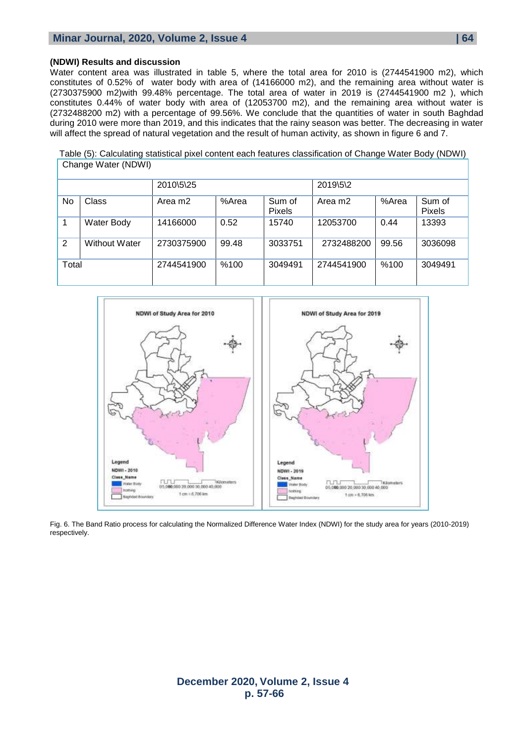**(NDWI) Results and discussion**

Water content area was illustrated in table 5, where the total area for 2010 is (2744541900 m2), which constitutes of 0.52% of water body with area of (14166000 m2), and the remaining area without water is (2730375900 m2)with 99.48% percentage. The total area of water in 2019 is (2744541900 m2 ), which constitutes 0.44% of water body with area of (12053700 m2), and the remaining area without water is (2732488200 m2) with a percentage of 99.56%. We conclude that the quantities of water in south Baghdad during 2010 were more than 2019, and this indicates that the rainy season was better. The decreasing in water will affect the spread of natural vegetation and the result of human activity, as shown in figure 6 and 7.

Table (5): Calculating statistical pixel content each features classification of Change Water Body (NDWI)

| Change Water (NDWI) | | | | | | | |
|---|---|---|---|---|---|---|---|
| | | 2010\5\25 | | | 2019\5\2 | | |
| No | Class | Area m2 | %Area | Sum of Pixels | Area m2 | %Area | Sum of Pixels |
| 1 | Water Body | 14166000 | 0.52 | 15740 | 12053700 | 0.44 | 13393 |
| 2 | Without Water | 2730375900 | 99.48 | 3033751 | 2732488200 | 99.56 | 3036098 |
| Total | | 2744541900 | %100 | 3049491 | 2744541900 | %100 | 3049491 |

Fig. 6. The Band Ratio process for calculating the Normalized Difference Water Index (NDWI) for the study area for years (2010-2019) respectively.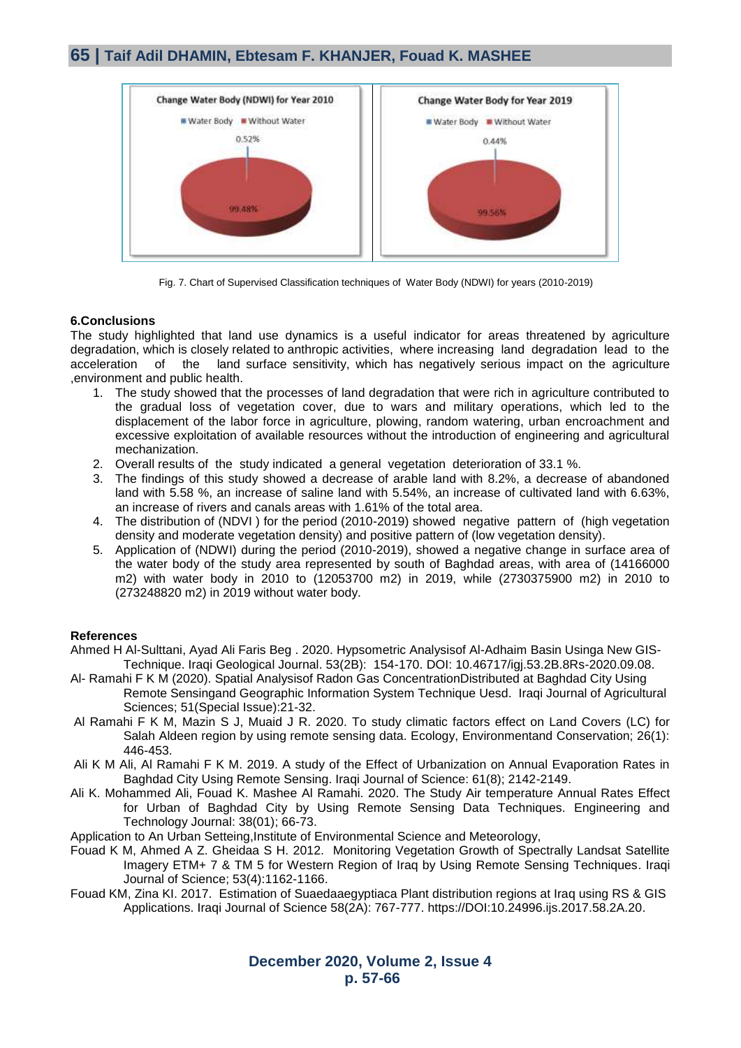Fig. 7. Chart of Supervised Classification techniques of Water Body (NDWI) for years (2010-2019)

### 6.Conclusions

The study highlighted that land use dynamics is a useful indicator for areas threatened by agriculture degradation, which is closely related to anthropic activities, where increasing land degradation lead to the acceleration of the land surface sensitivity, which has negatively serious impact on the agriculture ,environment and public health.

1. The study showed that the processes of land degradation that were rich in agriculture contributed to the gradual loss of vegetation cover, due to wars and military operations, which led to the displacement of the labor force in agriculture, plowing, random watering, urban encroachment and excessive exploitation of available resources without the introduction of engineering and agricultural mechanization.
2. Overall results of the study indicated a general vegetation deterioration of 33.1 %.
3. The findings of this study showed a decrease of arable land with 8.2%, a decrease of abandoned land with 5.58 %, an increase of saline land with 5.54%, an increase of cultivated land with 6.63%, an increase of rivers and canals areas with 1.61% of the total area.
4. The distribution of (NDVI ) for the period (2010-2019) showed negative pattern of (high vegetation density and moderate vegetation density) and positive pattern of (low vegetation density).
5. Application of (NDWI) during the period (2010-2019), showed a negative change in surface area of the water body of the study area represented by south of Baghdad areas, with area of (14166000 m2) with water body in 2010 to (12053700 m2) in 2019, while (2730375900 m2) in 2010 to (273248820 m2) in 2019 without water body.

### References

Ahmed H Al-Sulttani, Ayad Ali Faris Beg . 2020. Hypsometric Analysisof Al-Adhaim Basin Usinga New GIS-Technique. Iraqi Geological Journal. 53(2B): 154-170. DOI: 10.46717/igj.53.2B.8Rs-2020.09.08.

Al- Ramahi F K M (2020). Spatial Analysisof Radon Gas ConcentrationDistributed at Baghdad City Using Remote Sensingand Geographic Information System Technique Uesd. Iraqi Journal of Agricultural Sciences; 51(Special Issue):21-32.

Al Ramahi F K M, Mazin S J, Muaid J R. 2020. To study climatic factors effect on Land Covers (LC) for Salah Aldeen region by using remote sensing data. Ecology, Environmentand Conservation; 26(1): 446-453.

Ali K M Ali, Al Ramahi F K M. 2019. A study of the Effect of Urbanization on Annual Evaporation Rates in Baghdad City Using Remote Sensing. Iraqi Journal of Science: 61(8); 2142-2149.

Ali K. Mohammed Ali, Fouad K. Mashee Al Ramahi. 2020. The Study Air temperature Annual Rates Effect for Urban of Baghdad City by Using Remote Sensing Data Techniques. Engineering and Technology Journal: 38(01); 66-73.

Application to An Urban Setteing,Institute of Environmental Science and Meteorology,

Fouad K M, Ahmed A Z. Gheidaa S H. 2012. Monitoring Vegetation Growth of Spectrally Landsat Satellite Imagery ETM+ 7 & TM 5 for Western Region of Iraq by Using Remote Sensing Techniques. Iraqi Journal of Science; 53(4):1162-1166.

Fouad KM, Zina KI. 2017. Estimation of Suaedaaegyptiaca Plant distribution regions at Iraq using RS & GIS Applications. Iraqi Journal of Science 58(2A): 767-777. https://DOI:10.24996.ijs.2017.58.2A.20.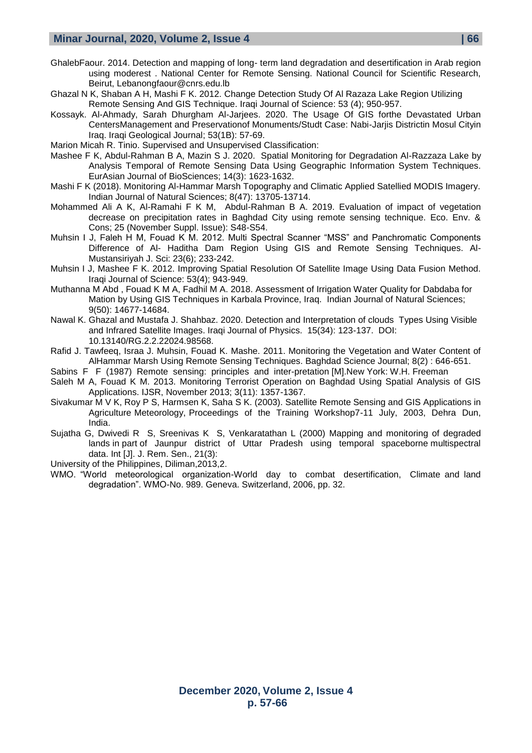GhalebFaour. 2014. Detection and mapping of long- term land degradation and desertification in Arab region using moderest . National Center for Remote Sensing. National Council for Scientific Research, Beirut, Lebanongfaour@cnrs.edu.lb

Ghazal N K, Shaban A H, Mashi F K. 2012. Change Detection Study Of Al Razaza Lake Region Utilizing Remote Sensing And GIS Technique. Iraqi Journal of Science: 53 (4); 950-957.

Kossayk. Al-Ahmady, Sarah Dhurgham Al-Jarjees. 2020. The Usage Of GIS forthe Devastated Urban CentersManagement and Preservationof Monuments/Studt Case: Nabi-Jarjis Districtin Mosul Cityin Iraq. Iraqi Geological Journal; 53(1B): 57-69.

Marion Micah R. Tinio. Supervised and Unsupervised Classification:

Mashee F K, Abdul-Rahman B A, Mazin S J. 2020. Spatial Monitoring for Degradation Al-Razzaza Lake by Analysis Temporal of Remote Sensing Data Using Geographic Information System Techniques. EurAsian Journal of BioSciences; 14(3): 1623-1632.

Mashi F K (2018). Monitoring Al-Hammar Marsh Topography and Climatic Applied Satellied MODIS Imagery. Indian Journal of Natural Sciences; 8(47): 13705-13714.

Mohammed Ali A K, Al-Ramahi F K M, Abdul-Rahman B A. 2019. Evaluation of impact of vegetation decrease on precipitation rates in Baghdad City using remote sensing technique. Eco. Env. & Cons; 25 (November Suppl. Issue): S48-S54.

Muhsin I J, Faleh H M, Fouad K M. 2012. Multi Spectral Scanner "MSS" and Panchromatic Components Difference of Al- Haditha Dam Region Using GIS and Remote Sensing Techniques. Al-Mustansiriyah J. Sci: 23(6); 233-242.

Muhsin I J, Mashee F K. 2012. Improving Spatial Resolution Of Satellite Image Using Data Fusion Method. Iraqi Journal of Science: 53(4); 943-949.

Muthanna M Abd , Fouad K M A, Fadhil M A. 2018. Assessment of Irrigation Water Quality for Dabdaba for Mation by Using GIS Techniques in Karbala Province, Iraq. Indian Journal of Natural Sciences; 9(50): 14677-14684.

Nawal K. Ghazal and Mustafa J. Shahbaz. 2020. Detection and Interpretation of clouds Types Using Visible and Infrared Satellite Images. Iraqi Journal of Physics. 15(34): 123-137. DOI: 10.13140/RG.2.2.22024.98568.

Rafid J. Tawfeeq, Israa J. Muhsin, Fouad K. Mashe. 2011. Monitoring the Vegetation and Water Content of AlHammar Marsh Using Remote Sensing Techniques. Baghdad Science Journal; 8(2) : 646-651.

Sabins F F (1987) Remote sensing: principles and inter-pretation [M].New York: W.H. Freeman

Saleh M A, Fouad K M. 2013. Monitoring Terrorist Operation on Baghdad Using Spatial Analysis of GIS Applications. IJSR, November 2013; 3(11): 1357-1367.

Sivakumar M V K, Roy P S, Harmsen K, Saha S K. (2003). Satellite Remote Sensing and GIS Applications in Agriculture Meteorology, Proceedings of the Training Workshop7-11 July, 2003, Dehra Dun, India.

Sujatha G, Dwivedi R S, Sreenivas K S, Venkaratathan L (2000) Mapping and monitoring of degraded lands in part of Jaunpur district of Uttar Pradesh using temporal spaceborne multispectral data. Int [J]. J. Rem. Sen., 21(3):

University of the Philippines, Diliman,2013,2.

WMO. "World meteorological organization-World day to combat desertification, Climate and land degradation". WMO-No. 989. Geneva. Switzerland, 2006, pp. 32.